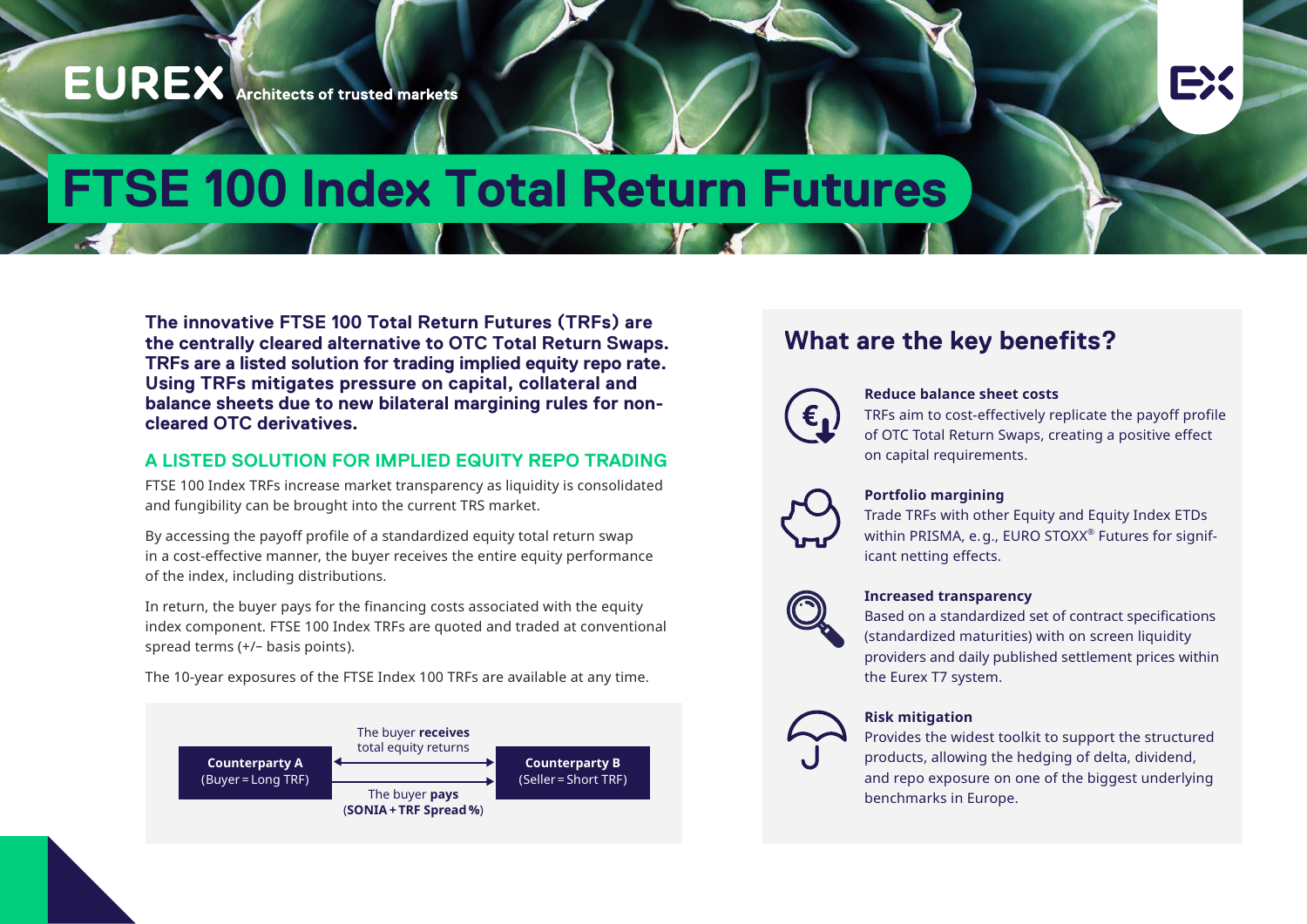EUREX Architects of trusted markets

# FTSE 100 Index Total Return Futures

**The innovative FTSE 100 Total Return Futures (TRFs) are the centrally cleared alternative to OTC Total Return Swaps. TRFs are a listed solution for trading implied equity repo rate. Using TRFs mitigates pressure on capital, collateral and balance sheets due to new bilateral margining rules for non-cleared OTC derivatives.**

## A LISTED SOLUTION FOR IMPLIED EQUITY REPO TRADING

FTSE 100 Index TRFs increase market transparency as liquidity is consolidated and fungibility can be brought into the current TRS market.

By accessing the payoff profile of a standardized equity total return swap in a cost-effective manner, the buyer receives the entire equity performance of the index, including distributions.

In return, the buyer pays for the financing costs associated with the equity index component. FTSE 100 Index TRFs are quoted and traded at conventional spread terms (+/− basis points).

The 10-year exposures of the FTSE Index 100 TRFs are available at any time.

**Counterparty A** (Buyer = Long TRF) ← The buyer **receives** total equity returns — **Counterparty B** (Seller = Short TRF)

**Counterparty A** (Buyer = Long TRF) → The buyer **pays** (**SONIA + TRF Spread %**) → **Counterparty B** (Seller = Short TRF)

## What are the key benefits?

**Reduce balance sheet costs**
TRFs aim to cost-effectively replicate the payoff profile of OTC Total Return Swaps, creating a positive effect on capital requirements.

**Portfolio margining**
Trade TRFs with other Equity and Equity Index ETDs within PRISMA, e.g., EURO STOXX® Futures for significant netting effects.

**Increased transparency**
Based on a standardized set of contract specifications (standardized maturities) with on screen liquidity providers and daily published settlement prices within the Eurex T7 system.

**Risk mitigation**
Provides the widest toolkit to support the structured products, allowing the hedging of delta, dividend, and repo exposure on one of the biggest underlying benchmarks in Europe.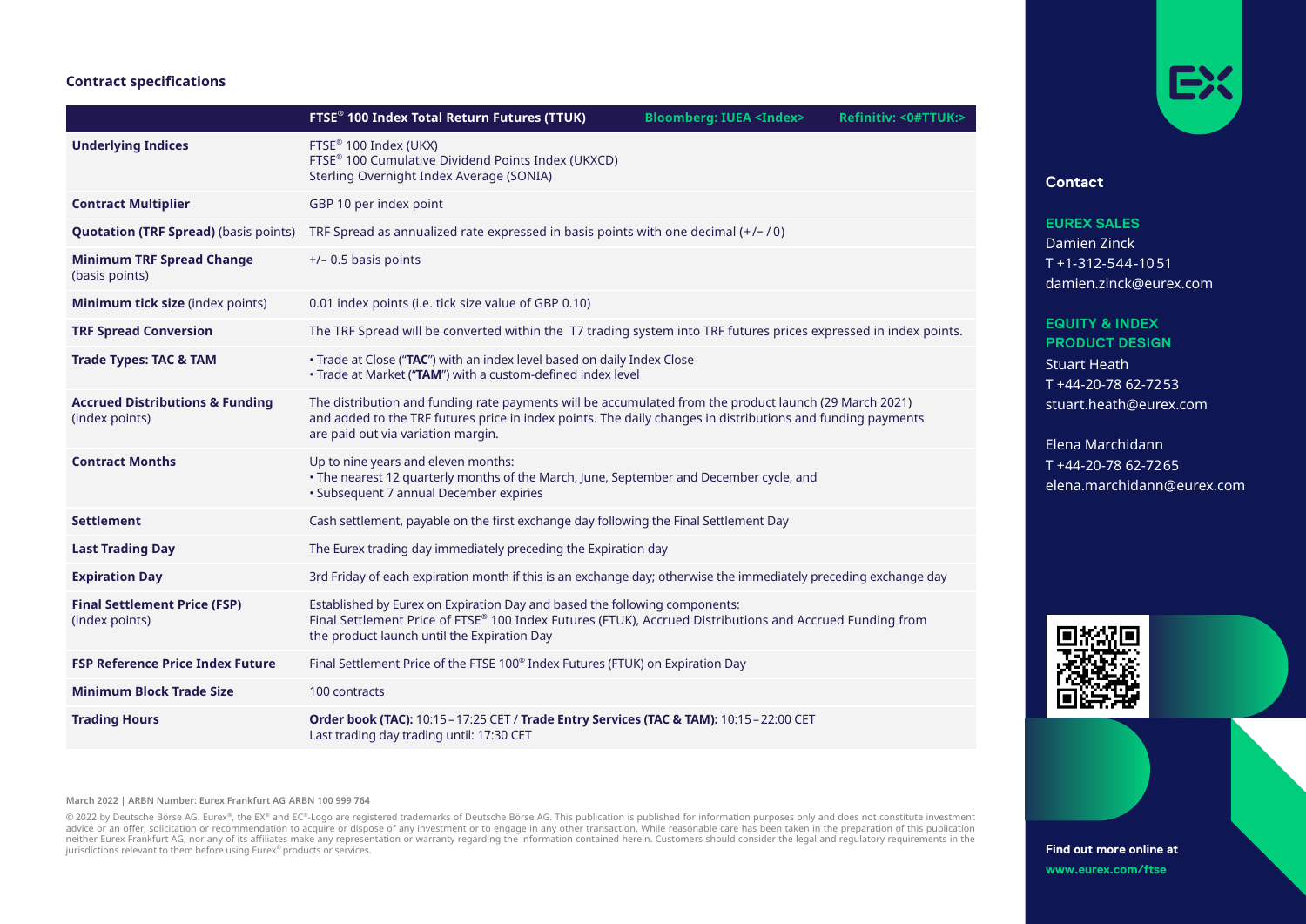## Contract specifications

| | FTSE® 100 Index Total Return Futures (TTUK) Bloomberg: IUEA <Index> Refinitiv: <0#TTUK:> |
|---|---|
| **Underlying Indices** | FTSE® 100 Index (UKX)<br>FTSE® 100 Cumulative Dividend Points Index (UKXCD)<br>Sterling Overnight Index Average (SONIA) |
| **Contract Multiplier** | GBP 10 per index point |
| **Quotation (TRF Spread)** (basis points) | TRF Spread as annualized rate expressed in basis points with one decimal (+/– / 0) |
| **Minimum TRF Spread Change** (basis points) | +/– 0.5 basis points |
| **Minimum tick size** (index points) | 0.01 index points (i.e. tick size value of GBP 0.10) |
| **TRF Spread Conversion** | The TRF Spread will be converted within the T7 trading system into TRF futures prices expressed in index points. |
| **Trade Types: TAC & TAM** | • Trade at Close ("**TAC**") with an index level based on daily Index Close<br>• Trade at Market ("**TAM**") with a custom-defined index level |
| **Accrued Distributions & Funding** (index points) | The distribution and funding rate payments will be accumulated from the product launch (29 March 2021) and added to the TRF futures price in index points. The daily changes in distributions and funding payments are paid out via variation margin. |
| **Contract Months** | Up to nine years and eleven months:<br>• The nearest 12 quarterly months of the March, June, September and December cycle, and<br>• Subsequent 7 annual December expiries |
| **Settlement** | Cash settlement, payable on the first exchange day following the Final Settlement Day |
| **Last Trading Day** | The Eurex trading day immediately preceding the Expiration day |
| **Expiration Day** | 3rd Friday of each expiration month if this is an exchange day; otherwise the immediately preceding exchange day |
| **Final Settlement Price (FSP)** (index points) | Established by Eurex on Expiration Day and based the following components:<br>Final Settlement Price of FTSE® 100 Index Futures (FTUK), Accrued Distributions and Accrued Funding from the product launch until the Expiration Day |
| **FSP Reference Price Index Future** | Final Settlement Price of the FTSE 100® Index Futures (FTUK) on Expiration Day |
| **Minimum Block Trade Size** | 100 contracts |
| **Trading Hours** | **Order book (TAC):** 10:15 – 17:25 CET / **Trade Entry Services (TAC & TAM):** 10:15 – 22:00 CET<br>Last trading day trading until: 17:30 CET |

March 2022 | ARBN Number: Eurex Frankfurt AG ARBN 100 999 764

© 2022 by Deutsche Börse AG. Eurex®, the EX® and EC®-Logo are registered trademarks of Deutsche Börse AG. This publication is published for information purposes only and does not constitute investment advice or an offer, solicitation or recommendation to acquire or dispose of any investment or to engage in any other transaction. While reasonable care has been taken in the preparation of this publication neither Eurex Frankfurt AG, nor any of its affiliates make any representation or warranty regarding the information contained herein. Customers should consider the legal and regulatory requirements in the jurisdictions relevant to them before using Eurex® products or services.

### Contact

**EUREX SALES**
Damien Zinck
T +1-312-544-1051
damien.zinck@eurex.com

**EQUITY & INDEX PRODUCT DESIGN**
Stuart Heath
T +44-20-78 62-7253
stuart.heath@eurex.com

Elena Marchidann
T +44-20-78 62-7265
elena.marchidann@eurex.com

**Find out more online at**
**www.eurex.com/ftse**